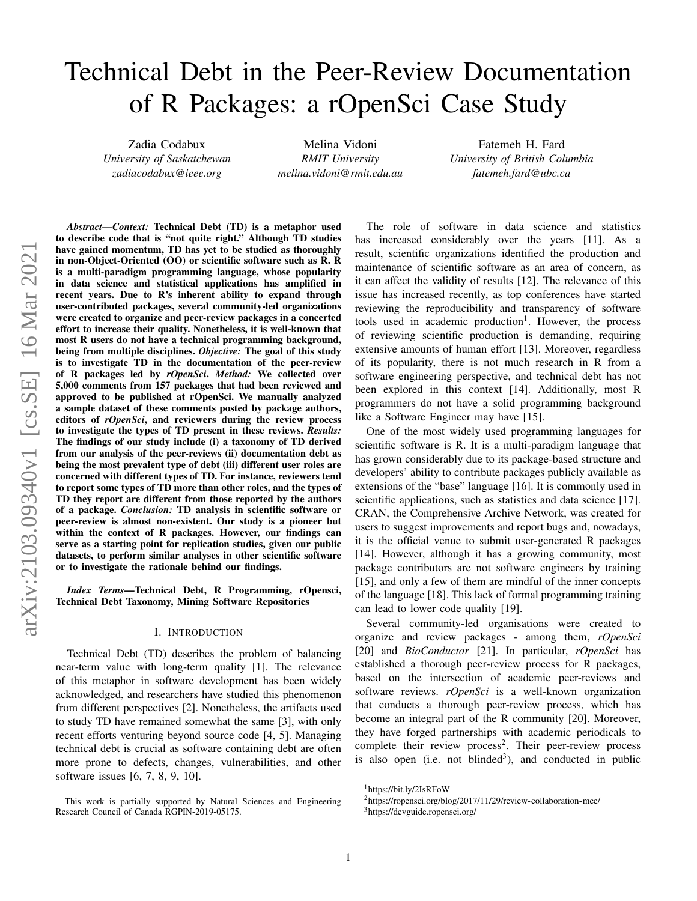# Technical Debt in the Peer-Review Documentation of R Packages: a rOpenSci Case Study

Zadia Codabux
*University of Saskatchewan*
*zadiacodabux@ieee.org*

Melina Vidoni
*RMIT University*
*melina.vidoni@rmit.edu.au*

Fatemeh H. Fard
*University of British Columbia*
*fatemeh.fard@ubc.ca*

***Abstract*—*Context:* Technical Debt (TD) is a metaphor used to describe code that is "not quite right." Although TD studies have gained momentum, TD has yet to be studied as thoroughly in non-Object-Oriented (OO) or scientific software such as R. R is a multi-paradigm programming language, whose popularity in data science and statistical applications has amplified in recent years. Due to R's inherent ability to expand through user-contributed packages, several community-led organizations were created to organize and peer-review packages in a concerted effort to increase their quality. Nonetheless, it is well-known that most R users do not have a technical programming background, being from multiple disciplines. *Objective:* The goal of this study is to investigate TD in the documentation of the peer-review of R packages led by *rOpenSci*. *Method:* We collected over 5,000 comments from 157 packages that had been reviewed and approved to be published at rOpenSci. We manually analyzed a sample dataset of these comments posted by package authors, editors of *rOpenSci*, and reviewers during the review process to investigate the types of TD present in these reviews. *Results:* The findings of our study include (i) a taxonomy of TD derived from our analysis of the peer-reviews (ii) documentation debt as being the most prevalent type of debt (iii) different user roles are concerned with different types of TD. For instance, reviewers tend to report some types of TD more than other roles, and the types of TD they report are different from those reported by the authors of a package. *Conclusion:* TD analysis in scientific software or peer-review is almost non-existent. Our study is a pioneer but within the context of R packages. However, our findings can serve as a starting point for replication studies, given our public datasets, to perform similar analyses in other scientific software or to investigate the rationale behind our findings.**

***Index Terms*—Technical Debt, R Programming, rOpensci, Technical Debt Taxonomy, Mining Software Repositories**

## I. Introduction

Technical Debt (TD) describes the problem of balancing near-term value with long-term quality [1]. The relevance of this metaphor in software development has been widely acknowledged, and researchers have studied this phenomenon from different perspectives [2]. Nonetheless, the artifacts used to study TD have remained somewhat the same [3], with only recent efforts venturing beyond source code [4, 5]. Managing technical debt is crucial as software containing debt are often more prone to defects, changes, vulnerabilities, and other software issues [6, 7, 8, 9, 10].

This work is partially supported by Natural Sciences and Engineering Research Council of Canada RGPIN-2019-05175.

The role of software in data science and statistics has increased considerably over the years [11]. As a result, scientific organizations identified the production and maintenance of scientific software as an area of concern, as it can affect the validity of results [12]. The relevance of this issue has increased recently, as top conferences have started reviewing the reproducibility and transparency of software tools used in academic production[1]. However, the process of reviewing scientific production is demanding, requiring extensive amounts of human effort [13]. Moreover, regardless of its popularity, there is not much research in R from a software engineering perspective, and technical debt has not been explored in this context [14]. Additionally, most R programmers do not have a solid programming background like a Software Engineer may have [15].

One of the most widely used programming languages for scientific software is R. It is a multi-paradigm language that has grown considerably due to its package-based structure and developers' ability to contribute packages publicly available as extensions of the "base" language [16]. It is commonly used in scientific applications, such as statistics and data science [17]. CRAN, the Comprehensive Archive Network, was created for users to suggest improvements and report bugs and, nowadays, it is the official venue to submit user-generated R packages [14]. However, although it has a growing community, most package contributors are not software engineers by training [15], and only a few of them are mindful of the inner concepts of the language [18]. This lack of formal programming training can lead to lower code quality [19].

Several community-led organisations were created to organize and review packages - among them, *rOpenSci* [20] and *BioConductor* [21]. In particular, *rOpenSci* has established a thorough peer-review process for R packages, based on the intersection of academic peer-reviews and software reviews. *rOpenSci* is a well-known organization that conducts a thorough peer-review process, which has become an integral part of the R community [20]. Moreover, they have forged partnerships with academic periodicals to complete their review process[2]. Their peer-review process is also open (i.e. not blinded[3]), and conducted in public

[1] https://bit.ly/2IsRFoW
[2] https://ropensci.org/blog/2017/11/29/review-collaboration-mee/
[3] https://devguide.ropensci.org/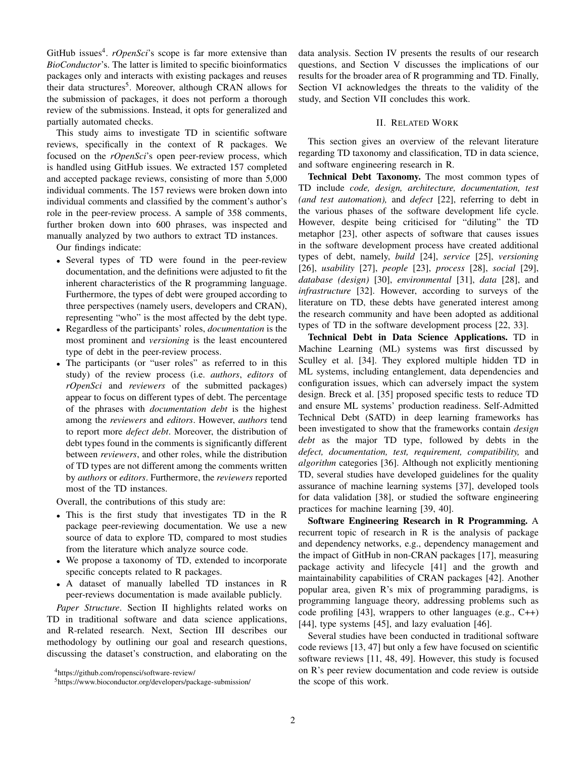GitHub issues[4]. *rOpenSci*'s scope is far more extensive than *BioConductor*'s. The latter is limited to specific bioinformatics packages only and interacts with existing packages and reuses their data structures[5]. Moreover, although CRAN allows for the submission of packages, it does not perform a thorough review of the submissions. Instead, it opts for generalized and partially automated checks.

This study aims to investigate TD in scientific software reviews, specifically in the context of R packages. We focused on the *rOpenSci*'s open peer-review process, which is handled using GitHub issues. We extracted 157 completed and accepted package reviews, consisting of more than 5,000 individual comments. The 157 reviews were broken down into individual comments and classified by the comment's author's role in the peer-review process. A sample of 358 comments, further broken down into 600 phrases, was inspected and manually analyzed by two authors to extract TD instances.

Our findings indicate:

- Several types of TD were found in the peer-review documentation, and the definitions were adjusted to fit the inherent characteristics of the R programming language. Furthermore, the types of debt were grouped according to three perspectives (namely users, developers and CRAN), representing "who" is the most affected by the debt type.
- Regardless of the participants' roles, *documentation* is the most prominent and *versioning* is the least encountered type of debt in the peer-review process.
- The participants (or "user roles" as referred to in this study) of the review process (i.e. *authors*, *editors* of *rOpenSci* and *reviewers* of the submitted packages) appear to focus on different types of debt. The percentage of the phrases with *documentation debt* is the highest among the *reviewers* and *editors*. However, *authors* tend to report more *defect debt*. Moreover, the distribution of debt types found in the comments is significantly different between *reviewers*, and other roles, while the distribution of TD types are not different among the comments written by *authors* or *editors*. Furthermore, the *reviewers* reported most of the TD instances.

Overall, the contributions of this study are:

- This is the first study that investigates TD in the R package peer-reviewing documentation. We use a new source of data to explore TD, compared to most studies from the literature which analyze source code.
- We propose a taxonomy of TD, extended to incorporate specific concepts related to R packages.
- A dataset of manually labelled TD instances in R peer-reviews documentation is made available publicly.

*Paper Structure*. Section II highlights related works on TD in traditional software and data science applications, and R-related research. Next, Section III describes our methodology by outlining our goal and research questions, discussing the dataset's construction, and elaborating on the data analysis. Section IV presents the results of our research questions, and Section V discusses the implications of our results for the broader area of R programming and TD. Finally, Section VI acknowledges the threats to the validity of the study, and Section VII concludes this work.

## II. Related Work

This section gives an overview of the relevant literature regarding TD taxonomy and classification, TD in data science, and software engineering research in R.

**Technical Debt Taxonomy.** The most common types of TD include *code, design, architecture, documentation, test (and test automation),* and *defect* [22], referring to debt in the various phases of the software development life cycle. However, despite being criticised for "diluting" the TD metaphor [23], other aspects of software that causes issues in the software development process have created additional types of debt, namely, *build* [24], *service* [25], *versioning* [26], *usability* [27], *people* [23], *process* [28], *social* [29], *database (design)* [30], *environmental* [31], *data* [28], and *infrastructure* [32]. However, according to surveys of the literature on TD, these debts have generated interest among the research community and have been adopted as additional types of TD in the software development process [22, 33].

**Technical Debt in Data Science Applications.** TD in Machine Learning (ML) systems was first discussed by Sculley et al. [34]. They explored multiple hidden TD in ML systems, including entanglement, data dependencies and configuration issues, which can adversely impact the system design. Breck et al. [35] proposed specific tests to reduce TD and ensure ML systems' production readiness. Self-Admitted Technical Debt (SATD) in deep learning frameworks has been investigated to show that the frameworks contain *design debt* as the major TD type, followed by debts in the *defect, documentation, test, requirement, compatibility,* and *algorithm* categories [36]. Although not explicitly mentioning TD, several studies have developed guidelines for the quality assurance of machine learning systems [37], developed tools for data validation [38], or studied the software engineering practices for machine learning [39, 40].

**Software Engineering Research in R Programming.** A recurrent topic of research in R is the analysis of package and dependency networks, e.g., dependency management and the impact of GitHub in non-CRAN packages [17], measuring package activity and lifecycle [41] and the growth and maintainability capabilities of CRAN packages [42]. Another popular area, given R's mix of programming paradigms, is programming language theory, addressing problems such as code profiling [43], wrappers to other languages (e.g., C++) [44], type systems [45], and lazy evaluation [46].

Several studies have been conducted in traditional software code reviews [13, 47] but only a few have focused on scientific software reviews [11, 48, 49]. However, this study is focused on R's peer review documentation and code review is outside the scope of this work.

[4]https://github.com/ropensci/software-review/

[5]https://www.bioconductor.org/developers/package-submission/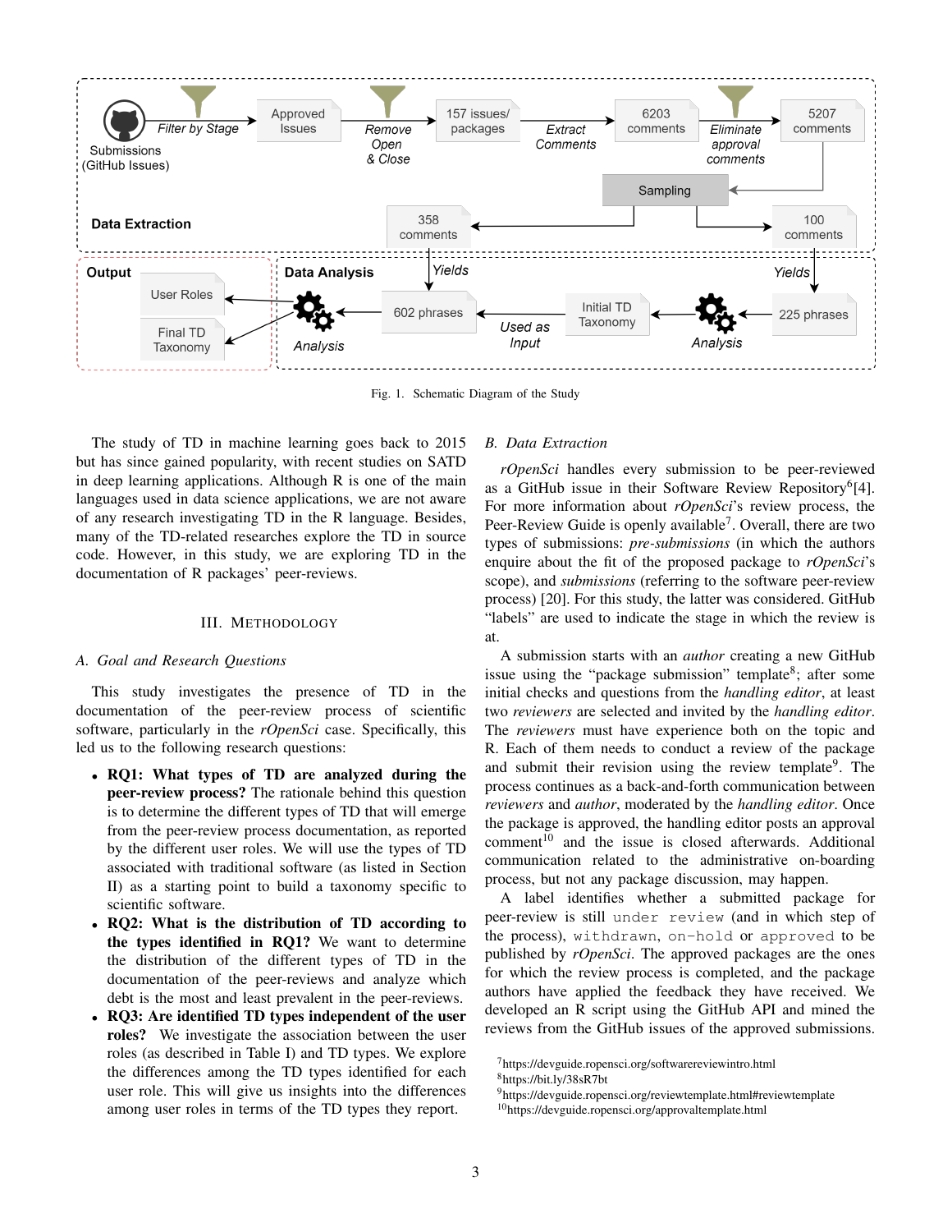Fig. 1. Schematic Diagram of the Study

The study of TD in machine learning goes back to 2015 but has since gained popularity, with recent studies on SATD in deep learning applications. Although R is one of the main languages used in data science applications, we are not aware of any research investigating TD in the R language. Besides, many of the TD-related researches explore the TD in source code. However, in this study, we are exploring TD in the documentation of R packages' peer-reviews.

## III. Methodology

### A. Goal and Research Questions

This study investigates the presence of TD in the documentation of the peer-review process of scientific software, particularly in the *rOpenSci* case. Specifically, this led us to the following research questions:

- **RQ1: What types of TD are analyzed during the peer-review process?** The rationale behind this question is to determine the different types of TD that will emerge from the peer-review process documentation, as reported by the different user roles. We will use the types of TD associated with traditional software (as listed in Section II) as a starting point to build a taxonomy specific to scientific software.
- **RQ2: What is the distribution of TD according to the types identified in RQ1?** We want to determine the distribution of the different types of TD in the documentation of the peer-reviews and analyze which debt is the most and least prevalent in the peer-reviews.
- **RQ3: Are identified TD types independent of the user roles?** We investigate the association between the user roles (as described in Table I) and TD types. We explore the differences among the TD types identified for each user role. This will give us insights into the differences among user roles in terms of the TD types they report.

### B. Data Extraction

*rOpenSci* handles every submission to be peer-reviewed as a GitHub issue in their Software Review Repository[6][4]. For more information about *rOpenSci*'s review process, the Peer-Review Guide is openly available[7]. Overall, there are two types of submissions: *pre-submissions* (in which the authors enquire about the fit of the proposed package to *rOpenSci*'s scope), and *submissions* (referring to the software peer-review process) [20]. For this study, the latter was considered. GitHub "labels" are used to indicate the stage in which the review is at.

A submission starts with an *author* creating a new GitHub issue using the "package submission" template[8]; after some initial checks and questions from the *handling editor*, at least two *reviewers* are selected and invited by the *handling editor*. The *reviewers* must have experience both on the topic and R. Each of them needs to conduct a review of the package and submit their revision using the review template[9]. The process continues as a back-and-forth communication between *reviewers* and *author*, moderated by the *handling editor*. Once the package is approved, the handling editor posts an approval comment[10] and the issue is closed afterwards. Additional communication related to the administrative on-boarding process, but not any package discussion, may happen.

A label identifies whether a submitted package for peer-review is still `under review` (and in which step of the process), `withdrawn`, `on-hold` or `approved` to be published by *rOpenSci*. The approved packages are the ones for which the review process is completed, and the package authors have applied the feedback they have received. We developed an R script using the GitHub API and mined the reviews from the GitHub issues of the approved submissions.

[7] https://devguide.ropensci.org/softwarereviewintro.html
[8] https://bit.ly/38sR7bt
[9] https://devguide.ropensci.org/reviewtemplate.html#reviewtemplate
[10] https://devguide.ropensci.org/approvaltemplate.html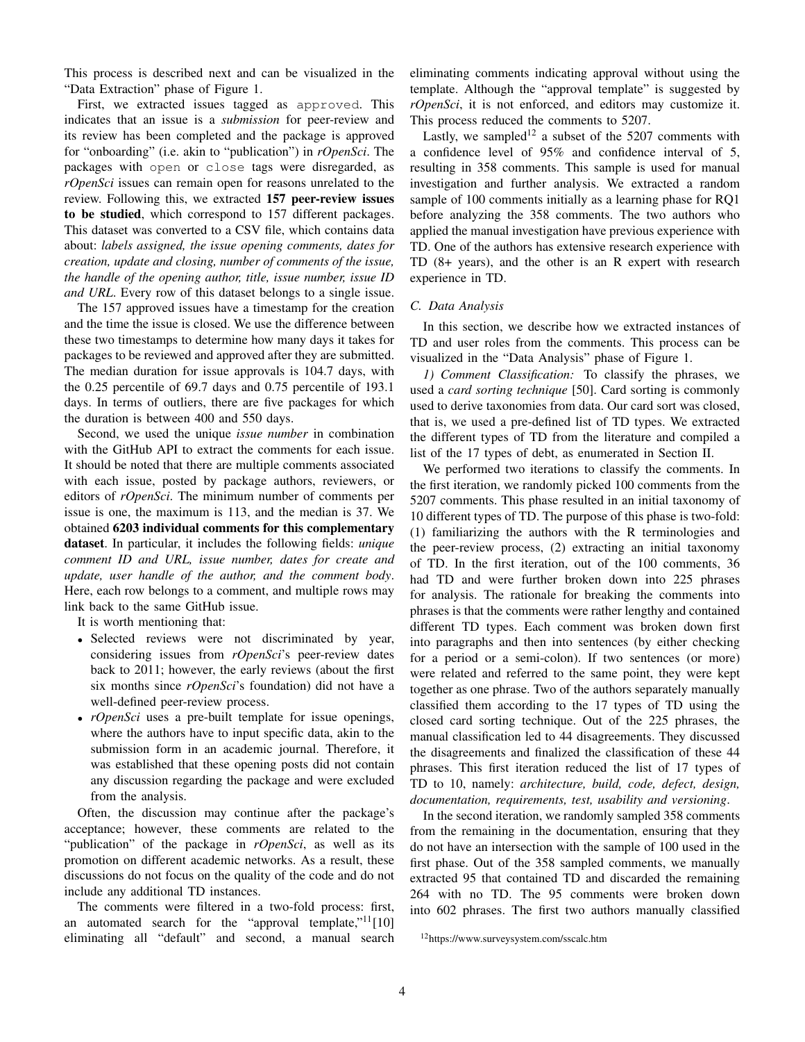This process is described next and can be visualized in the "Data Extraction" phase of Figure 1.

First, we extracted issues tagged as `approved`. This indicates that an issue is a *submission* for peer-review and its review has been completed and the package is approved for "onboarding" (i.e. akin to "publication") in *rOpenSci*. The packages with `open` or `close` tags were disregarded, as *rOpenSci* issues can remain open for reasons unrelated to the review. Following this, we extracted **157 peer-review issues to be studied**, which correspond to 157 different packages. This dataset was converted to a CSV file, which contains data about: *labels assigned, the issue opening comments, dates for creation, update and closing, number of comments of the issue, the handle of the opening author, title, issue number, issue ID and URL*. Every row of this dataset belongs to a single issue.

The 157 approved issues have a timestamp for the creation and the time the issue is closed. We use the difference between these two timestamps to determine how many days it takes for packages to be reviewed and approved after they are submitted. The median duration for issue approvals is 104.7 days, with the 0.25 percentile of 69.7 days and 0.75 percentile of 193.1 days. In terms of outliers, there are five packages for which the duration is between 400 and 550 days.

Second, we used the unique *issue number* in combination with the GitHub API to extract the comments for each issue. It should be noted that there are multiple comments associated with each issue, posted by package authors, reviewers, or editors of *rOpenSci*. The minimum number of comments per issue is one, the maximum is 113, and the median is 37. We obtained **6203 individual comments for this complementary dataset**. In particular, it includes the following fields: *unique comment ID and URL, issue number, dates for create and update, user handle of the author, and the comment body*. Here, each row belongs to a comment, and multiple rows may link back to the same GitHub issue.

It is worth mentioning that:

- Selected reviews were not discriminated by year, considering issues from *rOpenSci*'s peer-review dates back to 2011; however, the early reviews (about the first six months since *rOpenSci*'s foundation) did not have a well-defined peer-review process.
- *rOpenSci* uses a pre-built template for issue openings, where the authors have to input specific data, akin to the submission form in an academic journal. Therefore, it was established that these opening posts did not contain any discussion regarding the package and were excluded from the analysis.

Often, the discussion may continue after the package's acceptance; however, these comments are related to the "publication" of the package in *rOpenSci*, as well as its promotion on different academic networks. As a result, these discussions do not focus on the quality of the code and do not include any additional TD instances.

The comments were filtered in a two-fold process: first, an automated search for the "approval template,"[11][10] eliminating all "default" and second, a manual search eliminating comments indicating approval without using the template. Although the "approval template" is suggested by *rOpenSci*, it is not enforced, and editors may customize it. This process reduced the comments to 5207.

Lastly, we sampled[12] a subset of the 5207 comments with a confidence level of 95% and confidence interval of 5, resulting in 358 comments. This sample is used for manual investigation and further analysis. We extracted a random sample of 100 comments initially as a learning phase for RQ1 before analyzing the 358 comments. The two authors who applied the manual investigation have previous experience with TD. One of the authors has extensive research experience with TD (8+ years), and the other is an R expert with research experience in TD.

### C. Data Analysis

In this section, we describe how we extracted instances of TD and user roles from the comments. This process can be visualized in the "Data Analysis" phase of Figure 1.

*1) Comment Classification:* To classify the phrases, we used a *card sorting technique* [50]. Card sorting is commonly used to derive taxonomies from data. Our card sort was closed, that is, we used a pre-defined list of TD types. We extracted the different types of TD from the literature and compiled a list of the 17 types of debt, as enumerated in Section II.

We performed two iterations to classify the comments. In the first iteration, we randomly picked 100 comments from the 5207 comments. This phase resulted in an initial taxonomy of 10 different types of TD. The purpose of this phase is two-fold: (1) familiarizing the authors with the R terminologies and the peer-review process, (2) extracting an initial taxonomy of TD. In the first iteration, out of the 100 comments, 36 had TD and were further broken down into 225 phrases for analysis. The rationale for breaking the comments into phrases is that the comments were rather lengthy and contained different TD types. Each comment was broken down first into paragraphs and then into sentences (by either checking for a period or a semi-colon). If two sentences (or more) were related and referred to the same point, they were kept together as one phrase. Two of the authors separately manually classified them according to the 17 types of TD using the closed card sorting technique. Out of the 225 phrases, the manual classification led to 44 disagreements. They discussed the disagreements and finalized the classification of these 44 phrases. This first iteration reduced the list of 17 types of TD to 10, namely: *architecture, build, code, defect, design, documentation, requirements, test, usability and versioning*.

In the second iteration, we randomly sampled 358 comments from the remaining in the documentation, ensuring that they do not have an intersection with the sample of 100 used in the first phase. Out of the 358 sampled comments, we manually extracted 95 that contained TD and discarded the remaining 264 with no TD. The 95 comments were broken down into 602 phrases. The first two authors manually classified

[12]https://www.surveysystem.com/sscalc.htm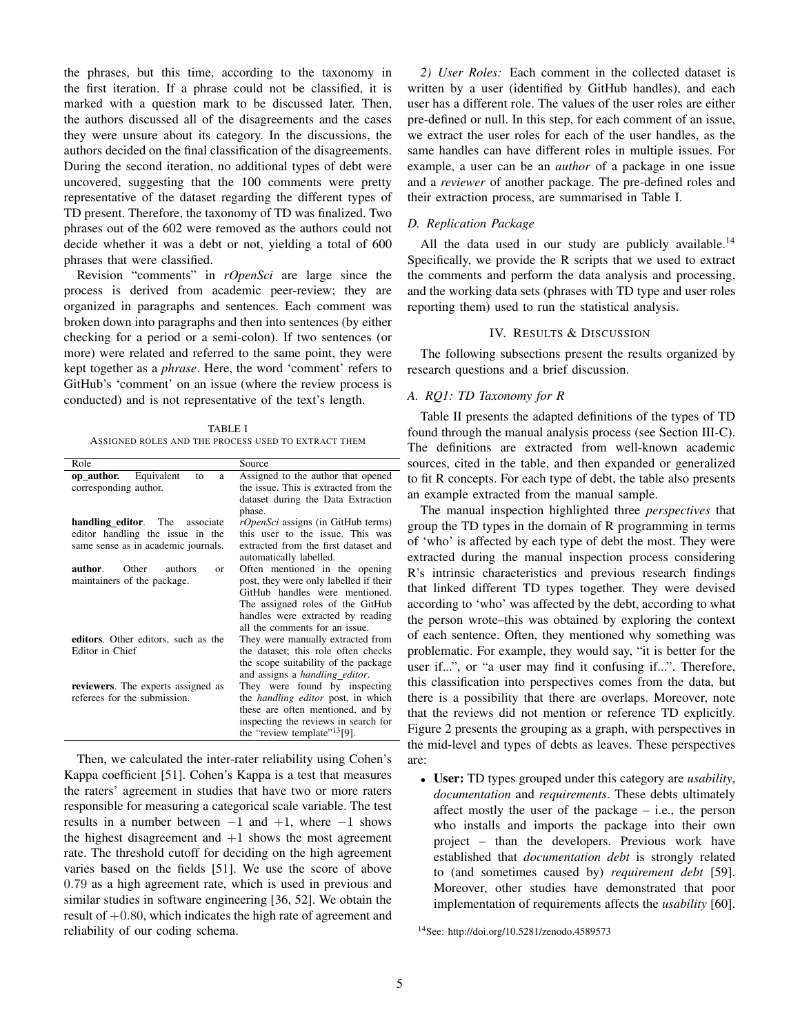the phrases, but this time, according to the taxonomy in the first iteration. If a phrase could not be classified, it is marked with a question mark to be discussed later. Then, the authors discussed all of the disagreements and the cases they were unsure about its category. In the discussions, the authors decided on the final classification of the disagreements. During the second iteration, no additional types of debt were uncovered, suggesting that the 100 comments were pretty representative of the dataset regarding the different types of TD present. Therefore, the taxonomy of TD was finalized. Two phrases out of the 602 were removed as the authors could not decide whether it was a debt or not, yielding a total of 600 phrases that were classified.

Revision "comments" in *rOpenSci* are large since the process is derived from academic peer-review; they are organized in paragraphs and sentences. Each comment was broken down into paragraphs and then into sentences (by either checking for a period or a semi-colon). If two sentences (or more) were related and referred to the same point, they were kept together as a *phrase*. Here, the word 'comment' refers to GitHub's 'comment' on an issue (where the review process is conducted) and is not representative of the text's length.

TABLE I
ASSIGNED ROLES AND THE PROCESS USED TO EXTRACT THEM

| Role | Source |
|---|---|
| **op_author.** Equivalent to a corresponding author. | Assigned to the author that opened the issue. This is extracted from the dataset during the Data Extraction phase. |
| **handling_editor**. The associate editor handling the issue in the same sense as in academic journals. | *rOpenSci* assigns (in GitHub terms) this user to the issue. This was extracted from the first dataset and automatically labelled. |
| **author**. Other authors or maintainers of the package. | Often mentioned in the opening post, they were only labelled if their GitHub handles were mentioned. The assigned roles of the GitHub handles were extracted by reading all the comments for an issue. |
| **editors**. Other editors, such as the Editor in Chief | They were manually extracted from the dataset; this role often checks the scope suitability of the package and assigns a *handling_editor*. |
| **reviewers**. The experts assigned as referees for the submission. | They were found by inspecting the *handling editor* post, in which these are often mentioned, and by inspecting the reviews in search for the "review template"[13][9]. |

Then, we calculated the inter-rater reliability using Cohen's Kappa coefficient [51]. Cohen's Kappa is a test that measures the raters' agreement in studies that have two or more raters responsible for measuring a categorical scale variable. The test results in a number between $-1$ and $+1$, where $-1$ shows the highest disagreement and $+1$ shows the most agreement rate. The threshold cutoff for deciding on the high agreement varies based on the fields [51]. We use the score of above $0.79$ as a high agreement rate, which is used in previous and similar studies in software engineering [36, 52]. We obtain the result of $+0.80$, which indicates the high rate of agreement and reliability of our coding schema.

*2) User Roles:* Each comment in the collected dataset is written by a user (identified by GitHub handles), and each user has a different role. The values of the user roles are either pre-defined or null. In this step, for each comment of an issue, we extract the user roles for each of the user handles, as the same handles can have different roles in multiple issues. For example, a user can be an *author* of a package in one issue and a *reviewer* of another package. The pre-defined roles and their extraction process, are summarised in Table I.

### D. Replication Package

All the data used in our study are publicly available.[14] Specifically, we provide the R scripts that we used to extract the comments and perform the data analysis and processing, and the working data sets (phrases with TD type and user roles reporting them) used to run the statistical analysis.

## IV. RESULTS & DISCUSSION

The following subsections present the results organized by research questions and a brief discussion.

### A. RQ1: TD Taxonomy for R

Table II presents the adapted definitions of the types of TD found through the manual analysis process (see Section III-C). The definitions are extracted from well-known academic sources, cited in the table, and then expanded or generalized to fit R concepts. For each type of debt, the table also presents an example extracted from the manual sample.

The manual inspection highlighted three *perspectives* that group the TD types in the domain of R programming in terms of 'who' is affected by each type of debt the most. They were extracted during the manual inspection process considering R's intrinsic characteristics and previous research findings that linked different TD types together. They were devised according to 'who' was affected by the debt, according to what the person wrote–this was obtained by exploring the context of each sentence. Often, they mentioned why something was problematic. For example, they would say, "it is better for the user if...", or "a user may find it confusing if...". Therefore, this classification into perspectives comes from the data, but there is a possibility that there are overlaps. Moreover, note that the reviews did not mention or reference TD explicitly. Figure 2 presents the grouping as a graph, with perspectives in the mid-level and types of debts as leaves. These perspectives are:

- **User:** TD types grouped under this category are *usability*, *documentation* and *requirements*. These debts ultimately affect mostly the user of the package – i.e., the person who installs and imports the package into their own project – than the developers. Previous work have established that *documentation debt* is strongly related to (and sometimes caused by) *requirement debt* [59]. Moreover, other studies have demonstrated that poor implementation of requirements affects the *usability* [60].

[14] See: http://doi.org/10.5281/zenodo.4589573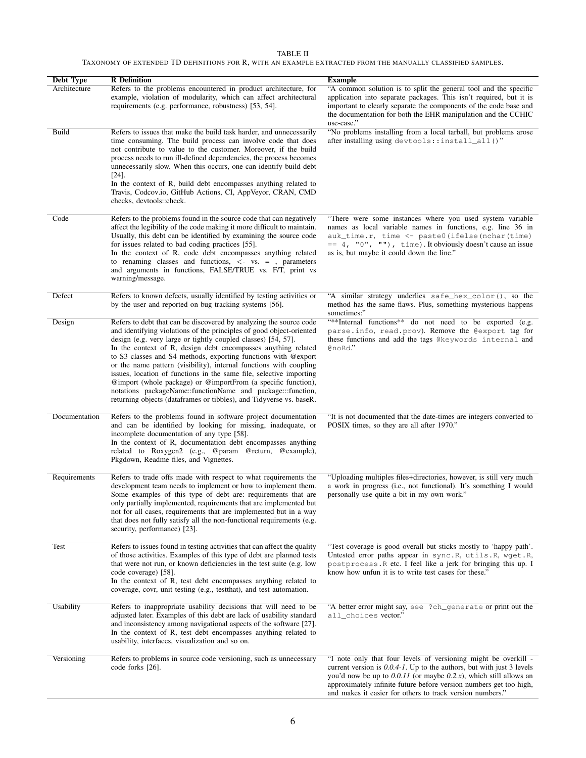TABLE II

TAXONOMY OF EXTENDED TD DEFINITIONS FOR R, WITH AN EXAMPLE EXTRACTED FROM THE MANUALLY CLASSIFIED SAMPLES.

| Debt Type | R Definition | Example |
|---|---|---|
| Architecture | Refers to the problems encountered in product architecture, for example, violation of modularity, which can affect architectural requirements (e.g. performance, robustness) [53, 54]. | "A common solution is to split the general tool and the specific application into separate packages. This isn't required, but it is important to clearly separate the components of the code base and the documentation for both the EHR manipulation and the CCHIC use-case." |
| Build | Refers to issues that make the build task harder, and unnecessarily time consuming. The build process can involve code that does not contribute to value to the customer. Moreover, if the build process needs to run ill-defined dependencies, the process becomes unnecessarily slow. When this occurs, one can identify build debt [24]. In the context of R, build debt encompasses anything related to Travis, Codcov.io, GitHub Actions, CI, AppVeyor, CRAN, CMD checks, devtools::check. | "No problems installing from a local tarball, but problems arose after installing using `devtools::install_all()`" |
| Code | Refers to the problems found in the source code that can negatively affect the legibility of the code making it more difficult to maintain. Usually, this debt can be identified by examining the source code for issues related to bad coding practices [55]. In the context of R, code debt encompasses anything related to renaming classes and functions, <- vs. = , parameters and arguments in functions, FALSE/TRUE vs. F/T, print vs warning/message. | "There were some instances where you used system variable names as local variable names in functions, e.g. line 36 in `auk_time.r`, `time <- paste0(ifelse(nchar(time) == 4, "0", ""), time)`. It obviously doesn't cause an issue as is, but maybe it could down the line." |
| Defect | Refers to known defects, usually identified by testing activities or by the user and reported on bug tracking systems [56]. | "A similar strategy underlies `safe_hex_color()`, so the method has the same flaws. Plus, something mysterious happens sometimes:" |
| Design | Refers to debt that can be discovered by analyzing the source code and identifying violations of the principles of good object-oriented design (e.g. very large or tightly coupled classes) [54, 57]. In the context of R, design debt encompasses anything related to S3 classes and S4 methods, exporting functions with @export or the name pattern (visibility), internal functions with coupling issues, location of functions in the same file, selective importing @import (whole package) or @importFrom (a specific function), notations packageName::functionName and package:::function, returning objects (dataframes or tibbles), and Tidyverse vs. baseR. | "**Internal functions** do not need to be exported (e.g. `parse.info`, `read.prov`). Remove the `@export` tag for these functions and add the tags `@keywords internal` and `@noRd`." |
| Documentation | Refers to the problems found in software project documentation and can be identified by looking for missing, inadequate, or incomplete documentation of any type [58]. In the context of R, documentation debt encompasses anything related to Roxygen2 (e.g., @param @return, @example), Pkgdown, Readme files, and Vignettes. | "It is not documented that the date-times are integers converted to POSIX times, so they are all after 1970." |
| Requirements | Refers to trade offs made with respect to what requirements the development team needs to implement or how to implement them. Some examples of this type of debt are: requirements that are only partially implemented, requirements that are implemented but not for all cases, requirements that are implemented but in a way that does not fully satisfy all the non-functional requirements (e.g. security, performance) [23]. | "Uploading multiples files+directories, however, is still very much a work in progress (i.e., not functional). It's something I would personally use quite a bit in my own work." |
| Test | Refers to issues found in testing activities that can affect the quality of those activities. Examples of this type of debt are planned tests that were not run, or known deficiencies in the test suite (e.g. low code coverage) [58]. In the context of R, test debt encompasses anything related to coverage, covr, unit testing (e.g., testthat), and test automation. | "Test coverage is good overall but sticks mostly to 'happy path'. Untested error paths appear in `sync.R`, `utils.R`, `wget.R`, `postprocess.R` etc. I feel like a jerk for bringing this up. I know how unfun it is to write test cases for these." |
| Usability | Refers to inappropriate usability decisions that will need to be adjusted later. Examples of this debt are lack of usability standard and inconsistency among navigational aspects of the software [27]. In the context of R, test debt encompasses anything related to usability, interfaces, visualization and so on. | "A better error might say, `see ?ch_generate` or print out the `all_choices` vector." |
| Versioning | Refers to problems in source code versioning, such as unnecessary code forks [26]. | "I note only that four levels of versioning might be overkill - current version is *0.0.4-1*. Up to the authors, but with just 3 levels you'd now be up to *0.0.11* (or maybe *0.2.x*), which still allows an approximately infinite future before version numbers get too high, and makes it easier for others to track version numbers." |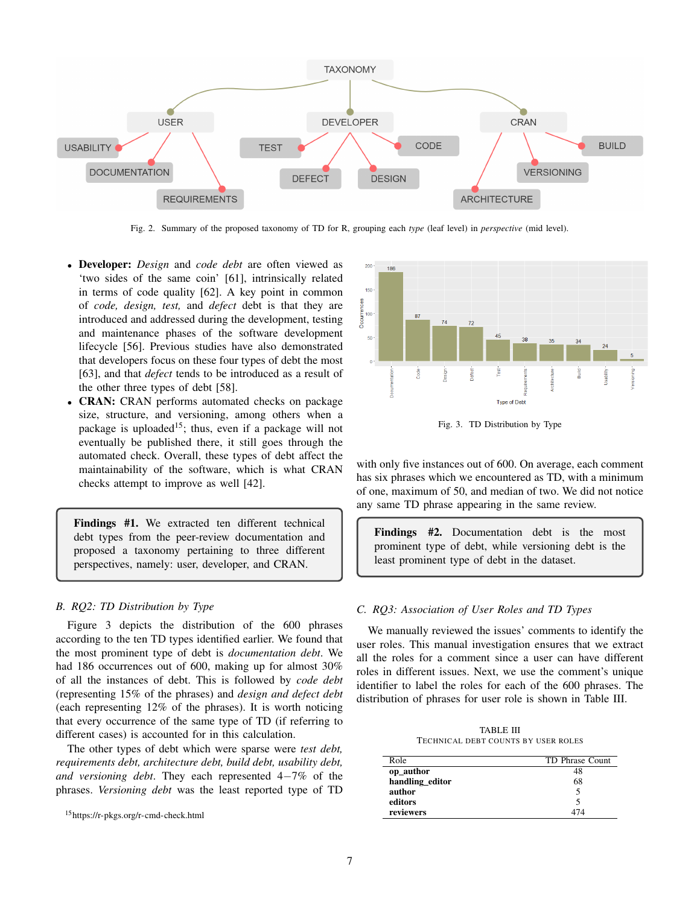Fig. 2. Summary of the proposed taxonomy of TD for R, grouping each *type* (leaf level) in *perspective* (mid level).

- **Developer:** *Design* and *code debt* are often viewed as 'two sides of the same coin' [61], intrinsically related in terms of code quality [62]. A key point in common of *code, design, test,* and *defect* debt is that they are introduced and addressed during the development, testing and maintenance phases of the software development lifecycle [56]. Previous studies have also demonstrated that developers focus on these four types of debt the most [63], and that *defect* tends to be introduced as a result of the other three types of debt [58].
- **CRAN:** CRAN performs automated checks on package size, structure, and versioning, among others when a package is uploaded[15]; thus, even if a package will not eventually be published there, it still goes through the automated check. Overall, these types of debt affect the maintainability of the software, which is what CRAN checks attempt to improve as well [42].

> **Findings #1.** We extracted ten different technical debt types from the peer-review documentation and proposed a taxonomy pertaining to three different perspectives, namely: user, developer, and CRAN.

### B. RQ2: TD Distribution by Type

Figure 3 depicts the distribution of the 600 phrases according to the ten TD types identified earlier. We found that the most prominent type of debt is *documentation debt*. We had 186 occurrences out of 600, making up for almost 30% of all the instances of debt. This is followed by *code debt* (representing 15% of the phrases) and *design and defect debt* (each representing 12% of the phrases). It is worth noticing that every occurrence of the same type of TD (if referring to different cases) is accounted for in this calculation.

The other types of debt which were sparse were *test debt, requirements debt, architecture debt, build debt, usability debt, and versioning debt*. They each represented 4−7% of the phrases. *Versioning debt* was the least reported type of TD with only five instances out of 600. On average, each comment has six phrases which we encountered as TD, with a minimum of one, maximum of 50, and median of two. We did not notice any same TD phrase appearing in the same review.

Fig. 3. TD Distribution by Type

> **Findings #2.** Documentation debt is the most prominent type of debt, while versioning debt is the least prominent type of debt in the dataset.

### C. RQ3: Association of User Roles and TD Types

We manually reviewed the issues' comments to identify the user roles. This manual investigation ensures that we extract all the roles for a comment since a user can have different roles in different issues. Next, we use the comment's unique identifier to label the roles for each of the 600 phrases. The distribution of phrases for user role is shown in Table III.

TABLE III
TECHNICAL DEBT COUNTS BY USER ROLES

| Role | TD Phrase Count |
|---|---|
| **op_author** | 48 |
| **handling_editor** | 68 |
| **author** | 5 |
| **editors** | 5 |
| **reviewers** | 474 |

[15] https://r-pkgs.org/r-cmd-check.html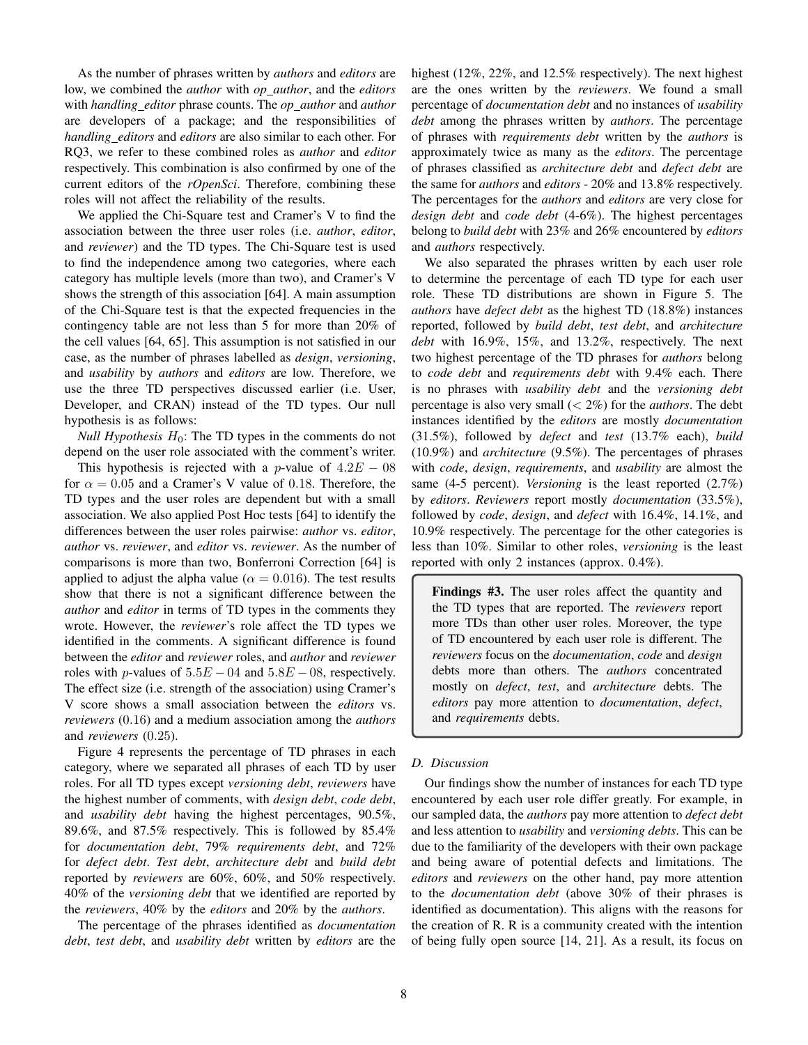As the number of phrases written by *authors* and *editors* are low, we combined the *author* with *op_author*, and the *editors* with *handling_editor* phrase counts. The *op_author* and *author* are developers of a package; and the responsibilities of *handling_editors* and *editors* are also similar to each other. For RQ3, we refer to these combined roles as *author* and *editor* respectively. This combination is also confirmed by one of the current editors of the *rOpenSci*. Therefore, combining these roles will not affect the reliability of the results.

We applied the Chi-Square test and Cramer's V to find the association between the three user roles (i.e. *author*, *editor*, and *reviewer*) and the TD types. The Chi-Square test is used to find the independence among two categories, where each category has multiple levels (more than two), and Cramer's V shows the strength of this association [64]. A main assumption of the Chi-Square test is that the expected frequencies in the contingency table are not less than 5 for more than 20% of the cell values [64, 65]. This assumption is not satisfied in our case, as the number of phrases labelled as *design*, *versioning*, and *usability* by *authors* and *editors* are low. Therefore, we use the three TD perspectives discussed earlier (i.e. User, Developer, and CRAN) instead of the TD types. Our null hypothesis is as follows:

*Null Hypothesis* $H_0$: The TD types in the comments do not depend on the user role associated with the comment's writer.

This hypothesis is rejected with a $p$-value of $4.2E-08$ for $\alpha = 0.05$ and a Cramer's V value of $0.18$. Therefore, the TD types and the user roles are dependent but with a small association. We also applied Post Hoc tests [64] to identify the differences between the user roles pairwise: *author* vs. *editor*, *author* vs. *reviewer*, and *editor* vs. *reviewer*. As the number of comparisons is more than two, Bonferroni Correction [64] is applied to adjust the alpha value ($\alpha = 0.016$). The test results show that there is not a significant difference between the *author* and *editor* in terms of TD types in the comments they wrote. However, the *reviewer*'s role affect the TD types we identified in the comments. A significant difference is found between the *editor* and *reviewer* roles, and *author* and *reviewer* roles with $p$-values of $5.5E-04$ and $5.8E-08$, respectively. The effect size (i.e. strength of the association) using Cramer's V score shows a small association between the *editors* vs. *reviewers* ($0.16$) and a medium association among the *authors* and *reviewers* ($0.25$).

Figure 4 represents the percentage of TD phrases in each category, where we separated all phrases of each TD by user roles. For all TD types except *versioning debt*, *reviewers* have the highest number of comments, with *design debt*, *code debt*, and *usability debt* having the highest percentages, 90.5%, 89.6%, and 87.5% respectively. This is followed by 85.4% for *documentation debt*, 79% *requirements debt*, and 72% for *defect debt*. *Test debt*, *architecture debt* and *build debt* reported by *reviewers* are 60%, 60%, and 50% respectively. 40% of the *versioning debt* that we identified are reported by the *reviewers*, 40% by the *editors* and 20% by the *authors*.

The percentage of the phrases identified as *documentation debt*, *test debt*, and *usability debt* written by *editors* are the highest (12%, 22%, and 12.5% respectively). The next highest are the ones written by the *reviewers*. We found a small percentage of *documentation debt* and no instances of *usability debt* among the phrases written by *authors*. The percentage of phrases with *requirements debt* written by the *authors* is approximately twice as many as the *editors*. The percentage of phrases classified as *architecture debt* and *defect debt* are the same for *authors* and *editors* - 20% and 13.8% respectively. The percentages for the *authors* and *editors* are very close for *design debt* and *code debt* (4-6%). The highest percentages belong to *build debt* with 23% and 26% encountered by *editors* and *authors* respectively.

We also separated the phrases written by each user role to determine the percentage of each TD type for each user role. These TD distributions are shown in Figure 5. The *authors* have *defect debt* as the highest TD (18.8%) instances reported, followed by *build debt*, *test debt*, and *architecture debt* with 16.9%, 15%, and 13.2%, respectively. The next two highest percentage of the TD phrases for *authors* belong to *code debt* and *requirements debt* with 9.4% each. There is no phrases with *usability debt* and the *versioning debt* percentage is also very small ($< 2\%$) for the *authors*. The debt instances identified by the *editors* are mostly *documentation* (31.5%), followed by *defect* and *test* (13.7% each), *build* (10.9%) and *architecture* (9.5%). The percentages of phrases with *code*, *design*, *requirements*, and *usability* are almost the same (4-5 percent). *Versioning* is the least reported (2.7%) by *editors*. *Reviewers* report mostly *documentation* (33.5%), followed by *code*, *design*, and *defect* with 16.4%, 14.1%, and 10.9% respectively. The percentage for the other categories is less than 10%. Similar to other roles, *versioning* is the least reported with only 2 instances (approx. 0.4%).

> **Findings #3.** The user roles affect the quantity and the TD types that are reported. The *reviewers* report more TDs than other user roles. Moreover, the type of TD encountered by each user role is different. The *reviewers* focus on the *documentation*, *code* and *design* debts more than others. The *authors* concentrated mostly on *defect*, *test*, and *architecture* debts. The *editors* pay more attention to *documentation*, *defect*, and *requirements* debts.

### D. Discussion

Our findings show the number of instances for each TD type encountered by each user role differ greatly. For example, in our sampled data, the *authors* pay more attention to *defect debt* and less attention to *usability* and *versioning debts*. This can be due to the familiarity of the developers with their own package and being aware of potential defects and limitations. The *editors* and *reviewers* on the other hand, pay more attention to the *documentation debt* (above 30% of their phrases is identified as documentation). This aligns with the reasons for the creation of R. R is a community created with the intention of being fully open source [14, 21]. As a result, its focus on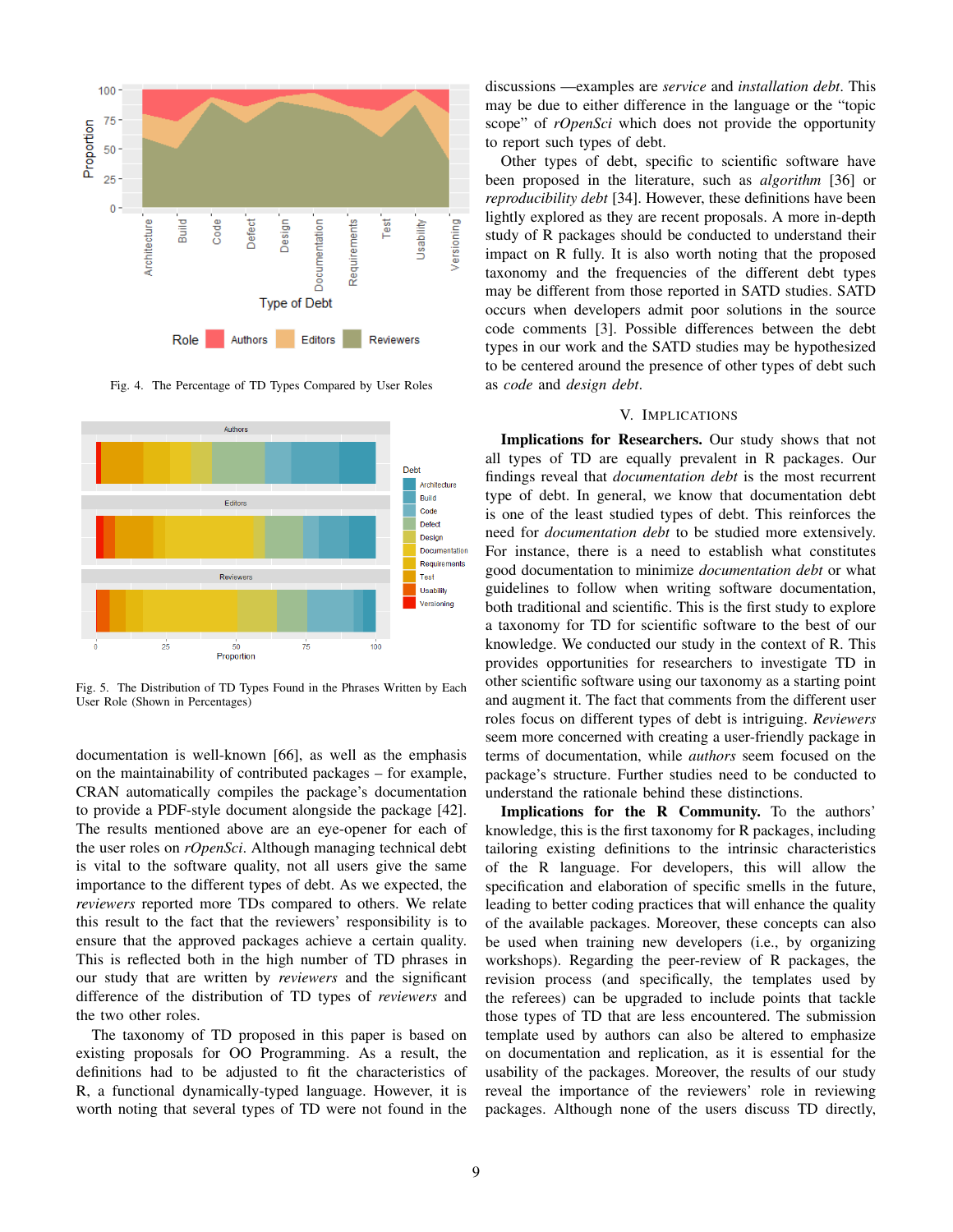Fig. 4. The Percentage of TD Types Compared by User Roles

Fig. 5. The Distribution of TD Types Found in the Phrases Written by Each User Role (Shown in Percentages)

documentation is well-known [66], as well as the emphasis on the maintainability of contributed packages – for example, CRAN automatically compiles the package's documentation to provide a PDF-style document alongside the package [42]. The results mentioned above are an eye-opener for each of the user roles on *rOpenSci*. Although managing technical debt is vital to the software quality, not all users give the same importance to the different types of debt. As we expected, the *reviewers* reported more TDs compared to others. We relate this result to the fact that the reviewers' responsibility is to ensure that the approved packages achieve a certain quality. This is reflected both in the high number of TD phrases in our study that are written by *reviewers* and the significant difference of the distribution of TD types of *reviewers* and the two other roles.

The taxonomy of TD proposed in this paper is based on existing proposals for OO Programming. As a result, the definitions had to be adjusted to fit the characteristics of R, a functional dynamically-typed language. However, it is worth noting that several types of TD were not found in the discussions —examples are *service* and *installation debt*. This may be due to either difference in the language or the "topic scope" of *rOpenSci* which does not provide the opportunity to report such types of debt.

Other types of debt, specific to scientific software have been proposed in the literature, such as *algorithm* [36] or *reproducibility debt* [34]. However, these definitions have been lightly explored as they are recent proposals. A more in-depth study of R packages should be conducted to understand their impact on R fully. It is also worth noting that the proposed taxonomy and the frequencies of the different debt types may be different from those reported in SATD studies. SATD occurs when developers admit poor solutions in the source code comments [3]. Possible differences between the debt types in our work and the SATD studies may be hypothesized to be centered around the presence of other types of debt such as *code* and *design debt*.

## V. Implications

**Implications for Researchers.** Our study shows that not all types of TD are equally prevalent in R packages. Our findings reveal that *documentation debt* is the most recurrent type of debt. In general, we know that documentation debt is one of the least studied types of debt. This reinforces the need for *documentation debt* to be studied more extensively. For instance, there is a need to establish what constitutes good documentation to minimize *documentation debt* or what guidelines to follow when writing software documentation, both traditional and scientific. This is the first study to explore a taxonomy for TD for scientific software to the best of our knowledge. We conducted our study in the context of R. This provides opportunities for researchers to investigate TD in other scientific software using our taxonomy as a starting point and augment it. The fact that comments from the different user roles focus on different types of debt is intriguing. *Reviewers* seem more concerned with creating a user-friendly package in terms of documentation, while *authors* seem focused on the package's structure. Further studies need to be conducted to understand the rationale behind these distinctions.

**Implications for the R Community.** To the authors' knowledge, this is the first taxonomy for R packages, including tailoring existing definitions to the intrinsic characteristics of the R language. For developers, this will allow the specification and elaboration of specific smells in the future, leading to better coding practices that will enhance the quality of the available packages. Moreover, these concepts can also be used when training new developers (i.e., by organizing workshops). Regarding the peer-review of R packages, the revision process (and specifically, the templates used by the referees) can be upgraded to include points that tackle those types of TD that are less encountered. The submission template used by authors can also be altered to emphasize on documentation and replication, as it is essential for the usability of the packages. Moreover, the results of our study reveal the importance of the reviewers' role in reviewing packages. Although none of the users discuss TD directly,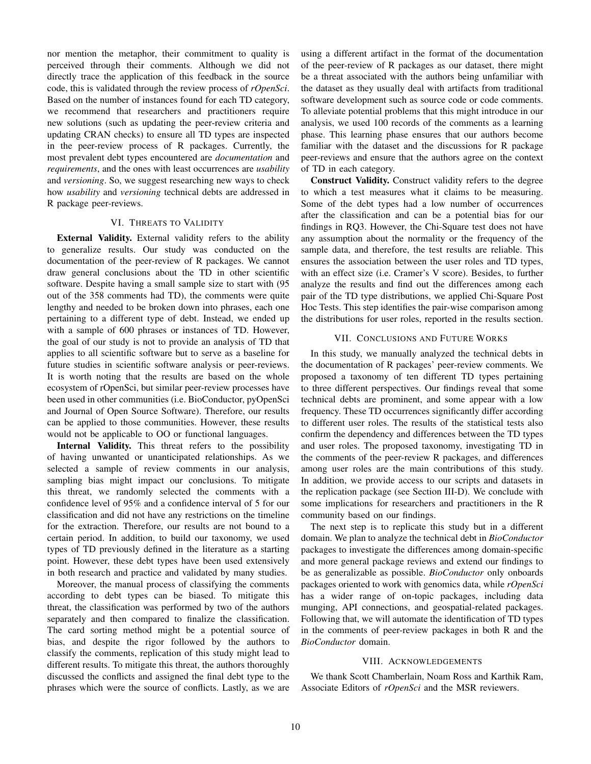nor mention the metaphor, their commitment to quality is perceived through their comments. Although we did not directly trace the application of this feedback in the source code, this is validated through the review process of *rOpenSci*. Based on the number of instances found for each TD category, we recommend that researchers and practitioners require new solutions (such as updating the peer-review criteria and updating CRAN checks) to ensure all TD types are inspected in the peer-review process of R packages. Currently, the most prevalent debt types encountered are *documentation* and *requirements*, and the ones with least occurrences are *usability* and *versioning*. So, we suggest researching new ways to check how *usability* and *versioning* technical debts are addressed in R package peer-reviews.

## VI. Threats to Validity

**External Validity.** External validity refers to the ability to generalize results. Our study was conducted on the documentation of the peer-review of R packages. We cannot draw general conclusions about the TD in other scientific software. Despite having a small sample size to start with (95 out of the 358 comments had TD), the comments were quite lengthy and needed to be broken down into phrases, each one pertaining to a different type of debt. Instead, we ended up with a sample of 600 phrases or instances of TD. However, the goal of our study is not to provide an analysis of TD that applies to all scientific software but to serve as a baseline for future studies in scientific software analysis or peer-reviews. It is worth noting that the results are based on the whole ecosystem of rOpenSci, but similar peer-review processes have been used in other communities (i.e. BioConductor, pyOpenSci and Journal of Open Source Software). Therefore, our results can be applied to those communities. However, these results would not be applicable to OO or functional languages.

**Internal Validity.** This threat refers to the possibility of having unwanted or unanticipated relationships. As we selected a sample of review comments in our analysis, sampling bias might impact our conclusions. To mitigate this threat, we randomly selected the comments with a confidence level of 95% and a confidence interval of 5 for our classification and did not have any restrictions on the timeline for the extraction. Therefore, our results are not bound to a certain period. In addition, to build our taxonomy, we used types of TD previously defined in the literature as a starting point. However, these debt types have been used extensively in both research and practice and validated by many studies.

Moreover, the manual process of classifying the comments according to debt types can be biased. To mitigate this threat, the classification was performed by two of the authors separately and then compared to finalize the classification. The card sorting method might be a potential source of bias, and despite the rigor followed by the authors to classify the comments, replication of this study might lead to different results. To mitigate this threat, the authors thoroughly discussed the conflicts and assigned the final debt type to the phrases which were the source of conflicts. Lastly, as we are using a different artifact in the format of the documentation of the peer-review of R packages as our dataset, there might be a threat associated with the authors being unfamiliar with the dataset as they usually deal with artifacts from traditional software development such as source code or code comments. To alleviate potential problems that this might introduce in our analysis, we used 100 records of the comments as a learning phase. This learning phase ensures that our authors become familiar with the dataset and the discussions for R package peer-reviews and ensure that the authors agree on the context of TD in each category.

**Construct Validity.** Construct validity refers to the degree to which a test measures what it claims to be measuring. Some of the debt types had a low number of occurrences after the classification and can be a potential bias for our findings in RQ3. However, the Chi-Square test does not have any assumption about the normality or the frequency of the sample data, and therefore, the test results are reliable. This ensures the association between the user roles and TD types, with an effect size (i.e. Cramer's V score). Besides, to further analyze the results and find out the differences among each pair of the TD type distributions, we applied Chi-Square Post Hoc Tests. This step identifies the pair-wise comparison among the distributions for user roles, reported in the results section.

## VII. Conclusions and Future Works

In this study, we manually analyzed the technical debts in the documentation of R packages' peer-review comments. We proposed a taxonomy of ten different TD types pertaining to three different perspectives. Our findings reveal that some technical debts are prominent, and some appear with a low frequency. These TD occurrences significantly differ according to different user roles. The results of the statistical tests also confirm the dependency and differences between the TD types and user roles. The proposed taxonomy, investigating TD in the comments of the peer-review R packages, and differences among user roles are the main contributions of this study. In addition, we provide access to our scripts and datasets in the replication package (see Section III-D). We conclude with some implications for researchers and practitioners in the R community based on our findings.

The next step is to replicate this study but in a different domain. We plan to analyze the technical debt in *BioConductor* packages to investigate the differences among domain-specific and more general package reviews and extend our findings to be as generalizable as possible. *BioConductor* only onboards packages oriented to work with genomics data, while *rOpenSci* has a wider range of on-topic packages, including data munging, API connections, and geospatial-related packages. Following that, we will automate the identification of TD types in the comments of peer-review packages in both R and the *BioConductor* domain.

## VIII. Acknowledgements

We thank Scott Chamberlain, Noam Ross and Karthik Ram, Associate Editors of *rOpenSci* and the MSR reviewers.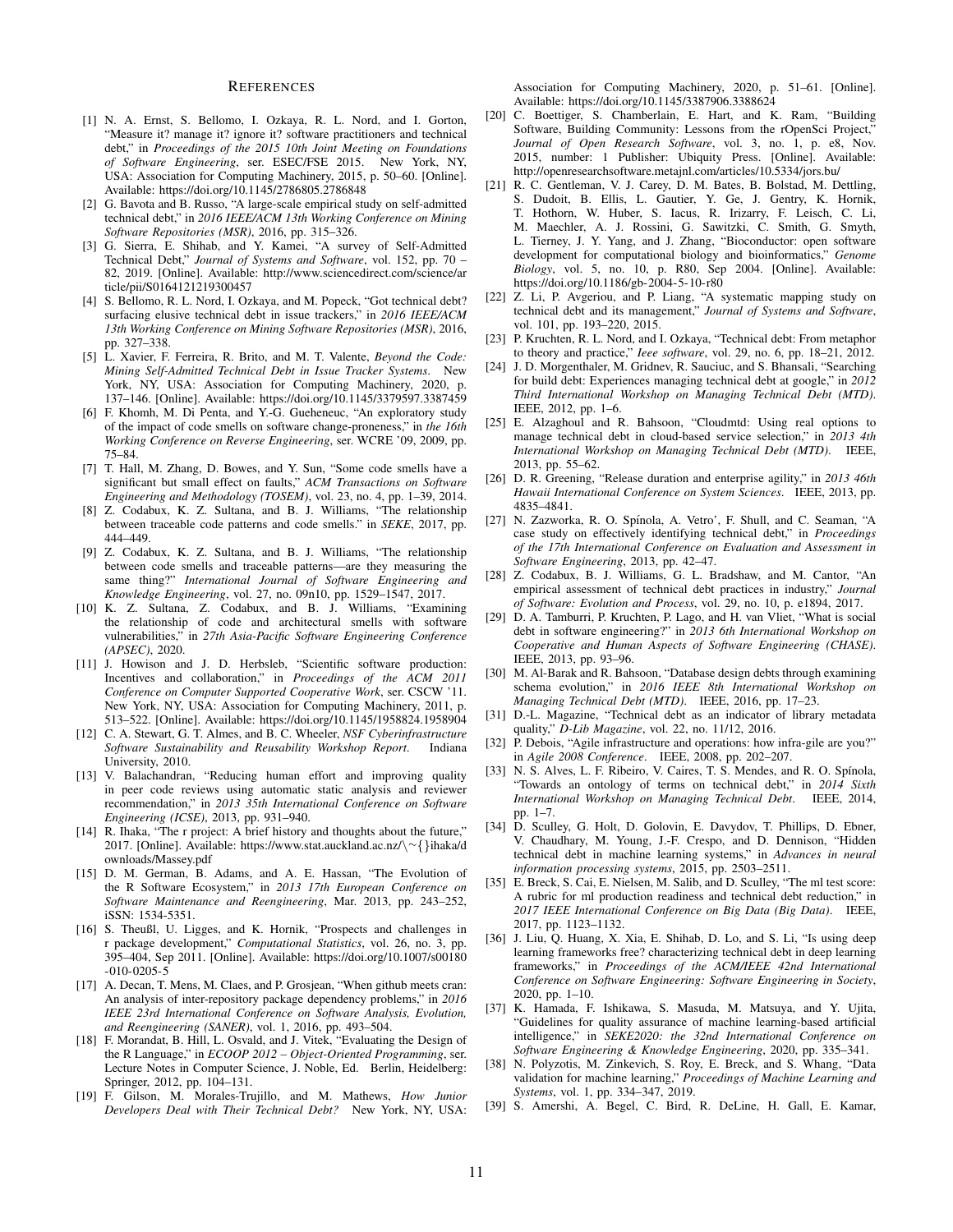# References

[1] N. A. Ernst, S. Bellomo, I. Ozkaya, R. L. Nord, and I. Gorton, "Measure it? manage it? ignore it? software practitioners and technical debt," in *Proceedings of the 2015 10th Joint Meeting on Foundations of Software Engineering*, ser. ESEC/FSE 2015. New York, NY, USA: Association for Computing Machinery, 2015, p. 50–60. [Online]. Available: https://doi.org/10.1145/2786805.2786848

[2] G. Bavota and B. Russo, "A large-scale empirical study on self-admitted technical debt," in *2016 IEEE/ACM 13th Working Conference on Mining Software Repositories (MSR)*, 2016, pp. 315–326.

[3] G. Sierra, E. Shihab, and Y. Kamei, "A survey of Self-Admitted Technical Debt," *Journal of Systems and Software*, vol. 152, pp. 70 – 82, 2019. [Online]. Available: http://www.sciencedirect.com/science/article/pii/S0164121219300457

[4] S. Bellomo, R. L. Nord, I. Ozkaya, and M. Popeck, "Got technical debt? surfacing elusive technical debt in issue trackers," in *2016 IEEE/ACM 13th Working Conference on Mining Software Repositories (MSR)*, 2016, pp. 327–338.

[5] L. Xavier, F. Ferreira, R. Brito, and M. T. Valente, *Beyond the Code: Mining Self-Admitted Technical Debt in Issue Tracker Systems*. New York, NY, USA: Association for Computing Machinery, 2020, p. 137–146. [Online]. Available: https://doi.org/10.1145/3379597.3387459

[6] F. Khomh, M. Di Penta, and Y.-G. Gueheneuc, "An exploratory study of the impact of code smells on software change-proneness," in *the 16th Working Conference on Reverse Engineering*, ser. WCRE '09, 2009, pp. 75–84.

[7] T. Hall, M. Zhang, D. Bowes, and Y. Sun, "Some code smells have a significant but small effect on faults," *ACM Transactions on Software Engineering and Methodology (TOSEM)*, vol. 23, no. 4, pp. 1–39, 2014.

[8] Z. Codabux, K. Z. Sultana, and B. J. Williams, "The relationship between traceable code patterns and code smells." in *SEKE*, 2017, pp. 444–449.

[9] Z. Codabux, K. Z. Sultana, and B. J. Williams, "The relationship between code smells and traceable patterns—are they measuring the same thing?" *International Journal of Software Engineering and Knowledge Engineering*, vol. 27, no. 09n10, pp. 1529–1547, 2017.

[10] K. Z. Sultana, Z. Codabux, and B. J. Williams, "Examining the relationship of code and architectural smells with software vulnerabilities," in *27th Asia-Pacific Software Engineering Conference (APSEC)*, 2020.

[11] J. Howison and J. D. Herbsleb, "Scientific software production: Incentives and collaboration," in *Proceedings of the ACM 2011 Conference on Computer Supported Cooperative Work*, ser. CSCW '11. New York, NY, USA: Association for Computing Machinery, 2011, p. 513–522. [Online]. Available: https://doi.org/10.1145/1958824.1958904

[12] C. A. Stewart, G. T. Almes, and B. C. Wheeler, *NSF Cyberinfrastructure Software Sustainability and Reusability Workshop Report*. Indiana University, 2010.

[13] V. Balachandran, "Reducing human effort and improving quality in peer code reviews using automatic static analysis and reviewer recommendation," in *2013 35th International Conference on Software Engineering (ICSE)*, 2013, pp. 931–940.

[14] R. Ihaka, "The r project: A brief history and thoughts about the future," 2017. [Online]. Available: https://www.stat.auckland.ac.nz/\~{}ihaka/downloads/Massey.pdf

[15] D. M. German, B. Adams, and A. E. Hassan, "The Evolution of the R Software Ecosystem," in *2013 17th European Conference on Software Maintenance and Reengineering*, Mar. 2013, pp. 243–252, iSSN: 1534-5351.

[16] S. Theußl, U. Ligges, and K. Hornik, "Prospects and challenges in r package development," *Computational Statistics*, vol. 26, no. 3, pp. 395–404, Sep 2011. [Online]. Available: https://doi.org/10.1007/s00180-010-0205-5

[17] A. Decan, T. Mens, M. Claes, and P. Grosjean, "When github meets cran: An analysis of inter-repository package dependency problems," in *2016 IEEE 23rd International Conference on Software Analysis, Evolution, and Reengineering (SANER)*, vol. 1, 2016, pp. 493–504.

[18] F. Morandat, B. Hill, L. Osvald, and J. Vitek, "Evaluating the Design of the R Language," in *ECOOP 2012 – Object-Oriented Programming*, ser. Lecture Notes in Computer Science, J. Noble, Ed. Berlin, Heidelberg: Springer, 2012, pp. 104–131.

[19] F. Gilson, M. Morales-Trujillo, and M. Mathews, *How Junior Developers Deal with Their Technical Debt?* New York, NY, USA: Association for Computing Machinery, 2020, p. 51–61. [Online]. Available: https://doi.org/10.1145/3387906.3388624

[20] C. Boettiger, S. Chamberlain, E. Hart, and K. Ram, "Building Software, Building Community: Lessons from the rOpenSci Project," *Journal of Open Research Software*, vol. 3, no. 1, p. e8, Nov. 2015, number: 1 Publisher: Ubiquity Press. [Online]. Available: http://openresearchsoftware.metajnl.com/articles/10.5334/jors.bu/

[21] R. C. Gentleman, V. J. Carey, D. M. Bates, B. Bolstad, M. Dettling, S. Dudoit, B. Ellis, L. Gautier, Y. Ge, J. Gentry, K. Hornik, T. Hothorn, W. Huber, S. Iacus, R. Irizarry, F. Leisch, C. Li, M. Maechler, A. J. Rossini, G. Sawitzki, C. Smith, G. Smyth, L. Tierney, J. Y. Yang, and J. Zhang, "Bioconductor: open software development for computational biology and bioinformatics," *Genome Biology*, vol. 5, no. 10, p. R80, Sep 2004. [Online]. Available: https://doi.org/10.1186/gb-2004-5-10-r80

[22] Z. Li, P. Avgeriou, and P. Liang, "A systematic mapping study on technical debt and its management," *Journal of Systems and Software*, vol. 101, pp. 193–220, 2015.

[23] P. Kruchten, R. L. Nord, and I. Ozkaya, "Technical debt: From metaphor to theory and practice," *Ieee software*, vol. 29, no. 6, pp. 18–21, 2012.

[24] J. D. Morgenthaler, M. Gridnev, R. Sauciuc, and S. Bhansali, "Searching for build debt: Experiences managing technical debt at google," in *2012 Third International Workshop on Managing Technical Debt (MTD)*. IEEE, 2012, pp. 1–6.

[25] E. Alzaghoul and R. Bahsoon, "Cloudmtd: Using real options to manage technical debt in cloud-based service selection," in *2013 4th International Workshop on Managing Technical Debt (MTD)*. IEEE, 2013, pp. 55–62.

[26] D. R. Greening, "Release duration and enterprise agility," in *2013 46th Hawaii International Conference on System Sciences*. IEEE, 2013, pp. 4835–4841.

[27] N. Zazworka, R. O. Spínola, A. Vetro', F. Shull, and C. Seaman, "A case study on effectively identifying technical debt," in *Proceedings of the 17th International Conference on Evaluation and Assessment in Software Engineering*, 2013, pp. 42–47.

[28] Z. Codabux, B. J. Williams, G. L. Bradshaw, and M. Cantor, "An empirical assessment of technical debt practices in industry," *Journal of Software: Evolution and Process*, vol. 29, no. 10, p. e1894, 2017.

[29] D. A. Tamburri, P. Kruchten, P. Lago, and H. van Vliet, "What is social debt in software engineering?" in *2013 6th International Workshop on Cooperative and Human Aspects of Software Engineering (CHASE)*. IEEE, 2013, pp. 93–96.

[30] M. Al-Barak and R. Bahsoon, "Database design debts through examining schema evolution," in *2016 IEEE 8th International Workshop on Managing Technical Debt (MTD)*. IEEE, 2016, pp. 17–23.

[31] D.-L. Magazine, "Technical debt as an indicator of library metadata quality," *D-Lib Magazine*, vol. 22, no. 11/12, 2016.

[32] P. Debois, "Agile infrastructure and operations: how infra-gile are you?" in *Agile 2008 Conference*. IEEE, 2008, pp. 202–207.

[33] N. S. Alves, L. F. Ribeiro, V. Caires, T. S. Mendes, and R. O. Spínola, "Towards an ontology of terms on technical debt," in *2014 Sixth International Workshop on Managing Technical Debt*. IEEE, 2014, pp. 1–7.

[34] D. Sculley, G. Holt, D. Golovin, E. Davydov, T. Phillips, D. Ebner, V. Chaudhary, M. Young, J.-F. Crespo, and D. Dennison, "Hidden technical debt in machine learning systems," in *Advances in neural information processing systems*, 2015, pp. 2503–2511.

[35] E. Breck, S. Cai, E. Nielsen, M. Salib, and D. Sculley, "The ml test score: A rubric for ml production readiness and technical debt reduction," in *2017 IEEE International Conference on Big Data (Big Data)*. IEEE, 2017, pp. 1123–1132.

[36] J. Liu, Q. Huang, X. Xia, E. Shihab, D. Lo, and S. Li, "Is using deep learning frameworks free? characterizing technical debt in deep learning frameworks," in *Proceedings of the ACM/IEEE 42nd International Conference on Software Engineering: Software Engineering in Society*, 2020, pp. 1–10.

[37] K. Hamada, F. Ishikawa, S. Masuda, M. Matsuya, and Y. Ujita, "Guidelines for quality assurance of machine learning-based artificial intelligence," in *SEKE2020: the 32nd International Conference on Software Engineering & Knowledge Engineering*, 2020, pp. 335–341.

[38] N. Polyzotis, M. Zinkevich, S. Roy, E. Breck, and S. Whang, "Data validation for machine learning," *Proceedings of Machine Learning and Systems*, vol. 1, pp. 334–347, 2019.

[39] S. Amershi, A. Begel, C. Bird, R. DeLine, H. Gall, E. Kamar,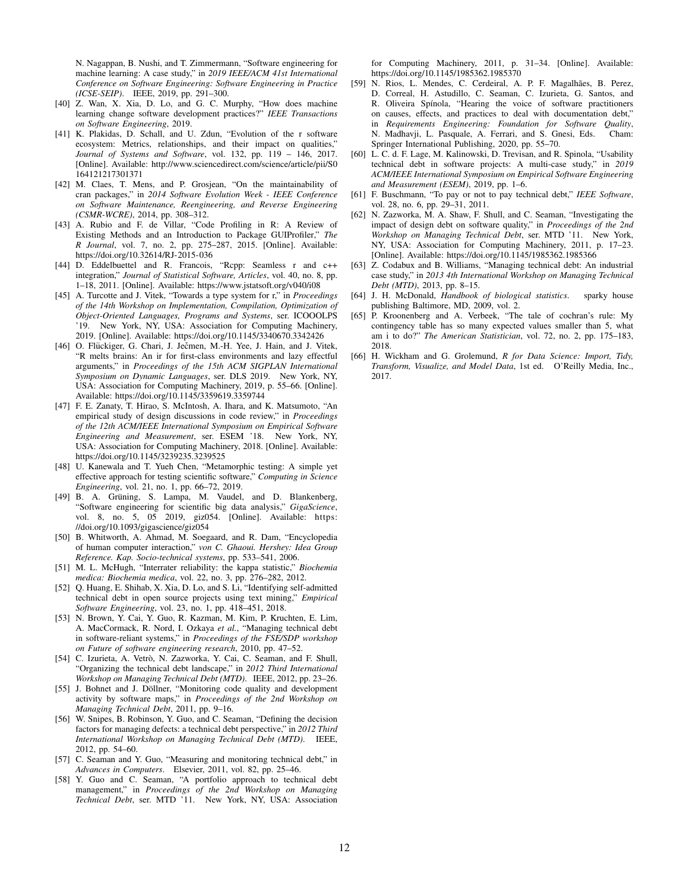N. Nagappan, B. Nushi, and T. Zimmermann, "Software engineering for machine learning: A case study," in *2019 IEEE/ACM 41st International Conference on Software Engineering: Software Engineering in Practice (ICSE-SEIP)*. IEEE, 2019, pp. 291–300.

[40] Z. Wan, X. Xia, D. Lo, and G. C. Murphy, "How does machine learning change software development practices?" *IEEE Transactions on Software Engineering*, 2019.

[41] K. Plakidas, D. Schall, and U. Zdun, "Evolution of the r software ecosystem: Metrics, relationships, and their impact on qualities," *Journal of Systems and Software*, vol. 132, pp. 119 – 146, 2017. [Online]. Available: http://www.sciencedirect.com/science/article/pii/S0164121217301371

[42] M. Claes, T. Mens, and P. Grosjean, "On the maintainability of cran packages," in *2014 Software Evolution Week - IEEE Conference on Software Maintenance, Reengineering, and Reverse Engineering (CSMR-WCRE)*, 2014, pp. 308–312.

[43] A. Rubio and F. de Villar, "Code Profiling in R: A Review of Existing Methods and an Introduction to Package GUIProfiler," *The R Journal*, vol. 7, no. 2, pp. 275–287, 2015. [Online]. Available: https://doi.org/10.32614/RJ-2015-036

[44] D. Eddelbuettel and R. Francois, "Rcpp: Seamless r and c++ integration," *Journal of Statistical Software, Articles*, vol. 40, no. 8, pp. 1–18, 2011. [Online]. Available: https://www.jstatsoft.org/v040/i08

[45] A. Turcotte and J. Vitek, "Towards a type system for r," in *Proceedings of the 14th Workshop on Implementation, Compilation, Optimization of Object-Oriented Languages, Programs and Systems*, ser. ICOOOLPS '19. New York, NY, USA: Association for Computing Machinery, 2019. [Online]. Available: https://doi.org/10.1145/3340670.3342426

[46] O. Flückiger, G. Chari, J. Ječmen, M.-H. Yee, J. Hain, and J. Vitek, "R melts brains: An ir for first-class environments and lazy effectful arguments," in *Proceedings of the 15th ACM SIGPLAN International Symposium on Dynamic Languages*, ser. DLS 2019. New York, NY, USA: Association for Computing Machinery, 2019, p. 55–66. [Online]. Available: https://doi.org/10.1145/3359619.3359744

[47] F. E. Zanaty, T. Hirao, S. McIntosh, A. Ihara, and K. Matsumoto, "An empirical study of design discussions in code review," in *Proceedings of the 12th ACM/IEEE International Symposium on Empirical Software Engineering and Measurement*, ser. ESEM '18. New York, NY, USA: Association for Computing Machinery, 2018. [Online]. Available: https://doi.org/10.1145/3239235.3239525

[48] U. Kanewala and T. Yueh Chen, "Metamorphic testing: A simple yet effective approach for testing scientific software," *Computing in Science Engineering*, vol. 21, no. 1, pp. 66–72, 2019.

[49] B. A. Grüning, S. Lampa, M. Vaudel, and D. Blankenberg, "Software engineering for scientific big data analysis," *GigaScience*, vol. 8, no. 5, 05 2019, giz054. [Online]. Available: https://doi.org/10.1093/gigascience/giz054

[50] B. Whitworth, A. Ahmad, M. Soegaard, and R. Dam, "Encyclopedia of human computer interaction," *von C. Ghaoui. Hershey: Idea Group Reference. Kap. Socio-technical systems*, pp. 533–541, 2006.

[51] M. L. McHugh, "Interrater reliability: the kappa statistic," *Biochemia medica: Biochemia medica*, vol. 22, no. 3, pp. 276–282, 2012.

[52] Q. Huang, E. Shihab, X. Xia, D. Lo, and S. Li, "Identifying self-admitted technical debt in open source projects using text mining," *Empirical Software Engineering*, vol. 23, no. 1, pp. 418–451, 2018.

[53] N. Brown, Y. Cai, Y. Guo, R. Kazman, M. Kim, P. Kruchten, E. Lim, A. MacCormack, R. Nord, I. Ozkaya *et al.*, "Managing technical debt in software-reliant systems," in *Proceedings of the FSE/SDP workshop on Future of software engineering research*, 2010, pp. 47–52.

[54] C. Izurieta, A. Vetrò, N. Zazworka, Y. Cai, C. Seaman, and F. Shull, "Organizing the technical debt landscape," in *2012 Third International Workshop on Managing Technical Debt (MTD)*. IEEE, 2012, pp. 23–26.

[55] J. Bohnet and J. Döllner, "Monitoring code quality and development activity by software maps," in *Proceedings of the 2nd Workshop on Managing Technical Debt*, 2011, pp. 9–16.

[56] W. Snipes, B. Robinson, Y. Guo, and C. Seaman, "Defining the decision factors for managing defects: a technical debt perspective," in *2012 Third International Workshop on Managing Technical Debt (MTD)*. IEEE, 2012, pp. 54–60.

[57] C. Seaman and Y. Guo, "Measuring and monitoring technical debt," in *Advances in Computers*. Elsevier, 2011, vol. 82, pp. 25–46.

[58] Y. Guo and C. Seaman, "A portfolio approach to technical debt management," in *Proceedings of the 2nd Workshop on Managing Technical Debt*, ser. MTD '11. New York, NY, USA: Association for Computing Machinery, 2011, p. 31–34. [Online]. Available: https://doi.org/10.1145/1985362.1985370

[59] N. Rios, L. Mendes, C. Cerdeiral, A. P. F. Magalhães, B. Perez, D. Correal, H. Astudillo, C. Seaman, C. Izurieta, G. Santos, and R. Oliveira Spínola, "Hearing the voice of software practitioners on causes, effects, and practices to deal with documentation debt," in *Requirements Engineering: Foundation for Software Quality*, N. Madhavji, L. Pasquale, A. Ferrari, and S. Gnesi, Eds. Cham: Springer International Publishing, 2020, pp. 55–70.

[60] L. C. d. F. Lage, M. Kalinowski, D. Trevisan, and R. Spinola, "Usability technical debt in software projects: A multi-case study," in *2019 ACM/IEEE International Symposium on Empirical Software Engineering and Measurement (ESEM)*, 2019, pp. 1–6.

[61] F. Buschmann, "To pay or not to pay technical debt," *IEEE Software*, vol. 28, no. 6, pp. 29–31, 2011.

[62] N. Zazworka, M. A. Shaw, F. Shull, and C. Seaman, "Investigating the impact of design debt on software quality," in *Proceedings of the 2nd Workshop on Managing Technical Debt*, ser. MTD '11. New York, NY, USA: Association for Computing Machinery, 2011, p. 17–23. [Online]. Available: https://doi.org/10.1145/1985362.1985366

[63] Z. Codabux and B. Williams, "Managing technical debt: An industrial case study," in *2013 4th International Workshop on Managing Technical Debt (MTD)*, 2013, pp. 8–15.

[64] J. H. McDonald, *Handbook of biological statistics*. sparky house publishing Baltimore, MD, 2009, vol. 2.

[65] P. Kroonenberg and A. Verbeek, "The tale of cochran's rule: My contingency table has so many expected values smaller than 5, what am i to do?" *The American Statistician*, vol. 72, no. 2, pp. 175–183, 2018.

[66] H. Wickham and G. Grolemund, *R for Data Science: Import, Tidy, Transform, Visualize, and Model Data*, 1st ed. O'Reilly Media, Inc., 2017.